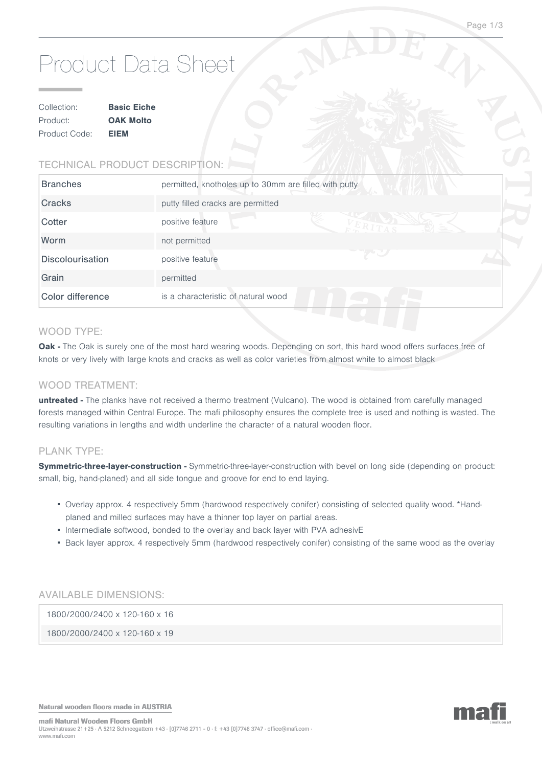# Product Data Sheet

| | |
|---|---|
| Collection: | **Basic Eiche** |
| Product: | **OAK Molto** |
| Product Code: | **EIEM** |

## TECHNICAL PRODUCT DESCRIPTION:

| | |
|---|---|
| Branches | permitted, knotholes up to 30mm are filled with putty |
| Cracks | putty filled cracks are permitted |
| Cotter | positive feature |
| Worm | not permitted |
| Discolourisation | positive feature |
| Grain | permitted |
| Color difference | is a characteristic of natural wood |

## WOOD TYPE:

**Oak -** The Oak is surely one of the most hard wearing woods. Depending on sort, this hard wood offers surfaces free of knots or very lively with large knots and cracks as well as color varieties from almost white to almost black

## WOOD TREATMENT:

**untreated -** The planks have not received a thermo treatment (Vulcano). The wood is obtained from carefully managed forests managed within Central Europe. The mafi philosophy ensures the complete tree is used and nothing is wasted. The resulting variations in lengths and width underline the character of a natural wooden floor.

## PLANK TYPE:

**Symmetric-three-layer-construction -** Symmetric-three-layer-construction with bevel on long side (depending on product: small, big, hand-planed) and all side tongue and groove for end to end laying.

- Overlay approx. 4 respectively 5mm (hardwood respectively conifer) consisting of selected quality wood. *Hand-planed and milled surfaces may have a thinner top layer on partial areas.
- Intermediate softwood, bonded to the overlay and back layer with PVA adhesivE
- Back layer approx. 4 respectively 5mm (hardwood respectively conifer) consisting of the same wood as the overlay

## AVAILABLE DIMENSIONS:

| |
|---|
| 1800/2000/2400 x 120-160 x 16 |
| 1800/2000/2400 x 120-160 x 19 |

**Natural wooden floors made in AUSTRIA**

**mafi Natural Wooden Floors GmbH**
Utzweihstrasse 21+25 · A 5212 Schneegattern +43 · [0]7746 2711 - 0 · f: +43 [0]7746 3747 · office@mafi.com · www.mafi.com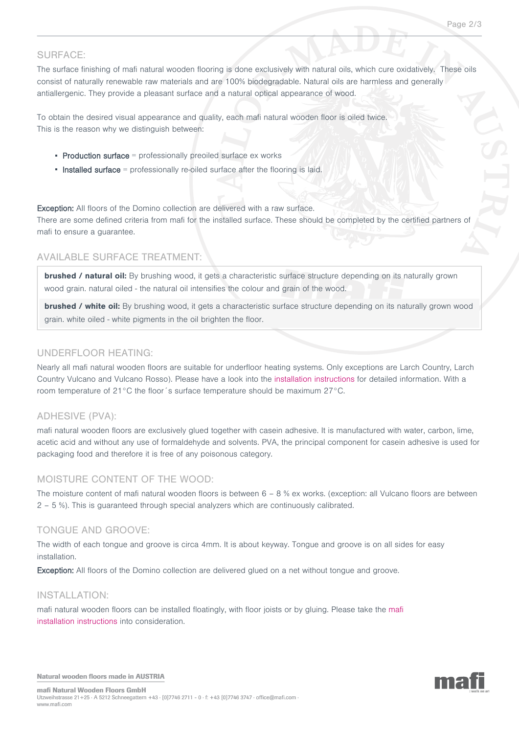## SURFACE:

The surface finishing of mafi natural wooden flooring is done exclusively with natural oils, which cure oxidatively. These oils consist of naturally renewable raw materials and are 100% biodegradable. Natural oils are harmless and generally antiallergenic. They provide a pleasant surface and a natural optical appearance of wood.

To obtain the desired visual appearance and quality, each mafi natural wooden floor is oiled twice.
This is the reason why we distinguish between:

- Production surface = professionally preoiled surface ex works
- Installed surface = professionally re-oiled surface after the flooring is laid.

Exception: All floors of the Domino collection are delivered with a raw surface.
There are some defined criteria from mafi for the installed surface. These should be completed by the certified partners of mafi to ensure a guarantee.

## AVAILABLE SURFACE TREATMENT:

**brushed / natural oil:** By brushing wood, it gets a characteristic surface structure depending on its naturally grown wood grain. natural oiled - the natural oil intensifies the colour and grain of the wood.

**brushed / white oil:** By brushing wood, it gets a characteristic surface structure depending on its naturally grown wood grain. white oiled - white pigments in the oil brighten the floor.

## UNDERFLOOR HEATING:

Nearly all mafi natural wooden floors are suitable for underfloor heating systems. Only exceptions are Larch Country, Larch Country Vulcano and Vulcano Rosso). Please have a look into the installation instructions for detailed information. With a room temperature of 21°C the floor´s surface temperature should be maximum 27°C.

## ADHESIVE (PVA):

mafi natural wooden floors are exclusively glued together with casein adhesive. It is manufactured with water, carbon, lime, acetic acid and without any use of formaldehyde and solvents. PVA, the principal component for casein adhesive is used for packaging food and therefore it is free of any poisonous category.

## MOISTURE CONTENT OF THE WOOD:

The moisture content of mafi natural wooden floors is between 6 – 8 % ex works. (exception: all Vulcano floors are between 2 – 5 %). This is guaranteed through special analyzers which are continuously calibrated.

## TONGUE AND GROOVE:

The width of each tongue and groove is circa 4mm. It is about keyway. Tongue and groove is on all sides for easy installation.

Exception: All floors of the Domino collection are delivered glued on a net without tongue and groove.

## INSTALLATION:

mafi natural wooden floors can be installed floatingly, with floor joists or by gluing. Please take the mafi installation instructions into consideration.

Natural wooden floors made in AUSTRIA

**mafi Natural Wooden Floors GmbH**
Utzweihstrasse 21+25 · A 5212 Schneegattern +43 · [0]7746 2711 - 0 · f: +43 [0]7746 3747 · office@mafi.com · www.mafi.com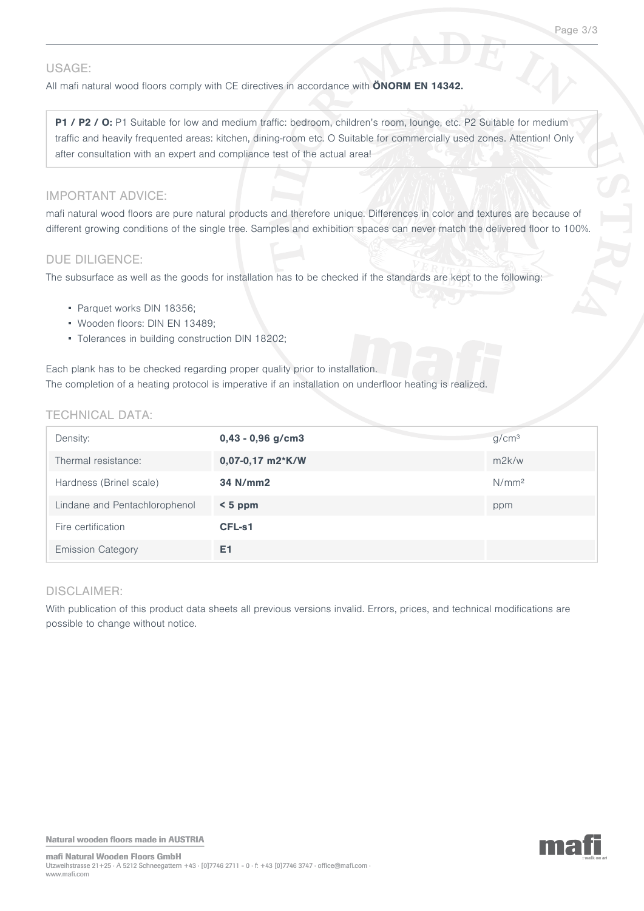## USAGE:

All mafi natural wood floors comply with CE directives in accordance with **ÖNORM EN 14342.**

**P1 / P2 / O:** P1 Suitable for low and medium traffic: bedroom, children's room, lounge, etc. P2 Suitable for medium traffic and heavily frequented areas: kitchen, dining-room etc. O Suitable for commercially used zones. Attention! Only after consultation with an expert and compliance test of the actual area!

## IMPORTANT ADVICE:

mafi natural wood floors are pure natural products and therefore unique. Differences in color and textures are because of different growing conditions of the single tree. Samples and exhibition spaces can never match the delivered floor to 100%.

## DUE DILIGENCE:

The subsurface as well as the goods for installation has to be checked if the standards are kept to the following:

- Parquet works DIN 18356;
- Wooden floors: DIN EN 13489;
- Tolerances in building construction DIN 18202;

Each plank has to be checked regarding proper quality prior to installation.
The completion of a heating protocol is imperative if an installation on underfloor heating is realized.

## TECHNICAL DATA:

| | | |
|---|---|---|
| Density: | **0,43 - 0,96 g/cm3** | $g/cm^3$ |
| Thermal resistance: | **0,07-0,17 m2*K/W** | m2k/w |
| Hardness (Brinel scale) | **34 N/mm2** | $N/mm^2$ |
| Lindane and Pentachlorophenol | **< 5 ppm** | ppm |
| Fire certification | **CFL-s1** | |
| Emission Category | **E1** | |

## DISCLAIMER:

With publication of this product data sheets all previous versions invalid. Errors, prices, and technical modifications are possible to change without notice.

**Natural wooden floors made in AUSTRIA**

**mafi Natural Wooden Floors GmbH**
Utzweihstrasse 21+25 · A 5212 Schneegattern +43 · [0]7746 2711 - 0 · f: +43 [0]7746 3747 · office@mafi.com · www.mafi.com